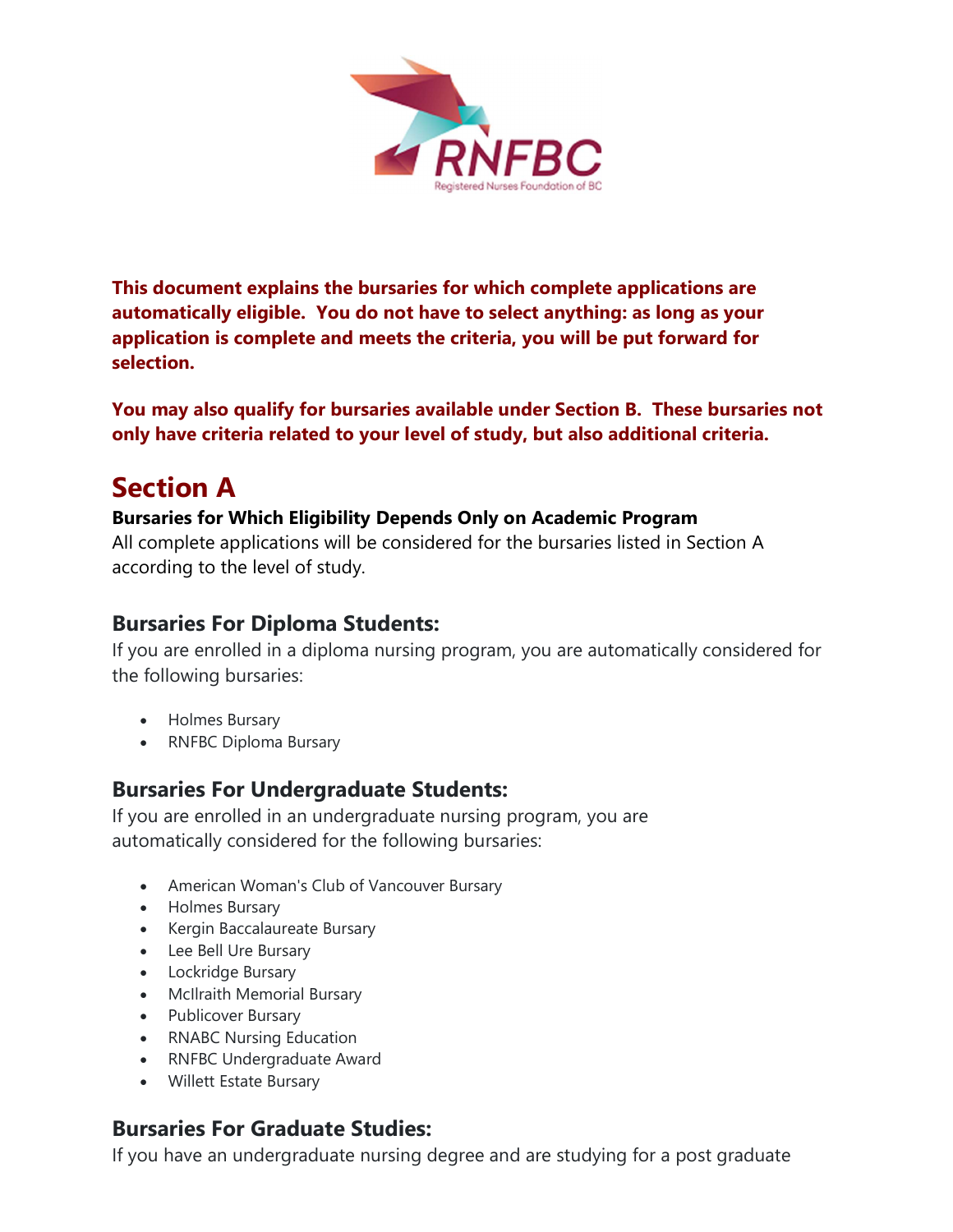**This document explains the bursaries for which complete applications are automatically eligible. You do not have to select anything: as long as your application is complete and meets the criteria, you will be put forward for selection.**

**You may also qualify for bursaries available under Section B. These bursaries not only have criteria related to your level of study, but also additional criteria.**

# Section A

**Bursaries for Which Eligibility Depends Only on Academic Program**

All complete applications will be considered for the bursaries listed in Section A according to the level of study.

## Bursaries For Diploma Students:

If you are enrolled in a diploma nursing program, you are automatically considered for the following bursaries:

- Holmes Bursary
- RNFBC Diploma Bursary

## Bursaries For Undergraduate Students:

If you are enrolled in an undergraduate nursing program, you are automatically considered for the following bursaries:

- American Woman's Club of Vancouver Bursary
- Holmes Bursary
- Kergin Baccalaureate Bursary
- Lee Bell Ure Bursary
- Lockridge Bursary
- McIlraith Memorial Bursary
- Publicover Bursary
- RNABC Nursing Education
- RNFBC Undergraduate Award
- Willett Estate Bursary

## Bursaries For Graduate Studies:

If you have an undergraduate nursing degree and are studying for a post graduate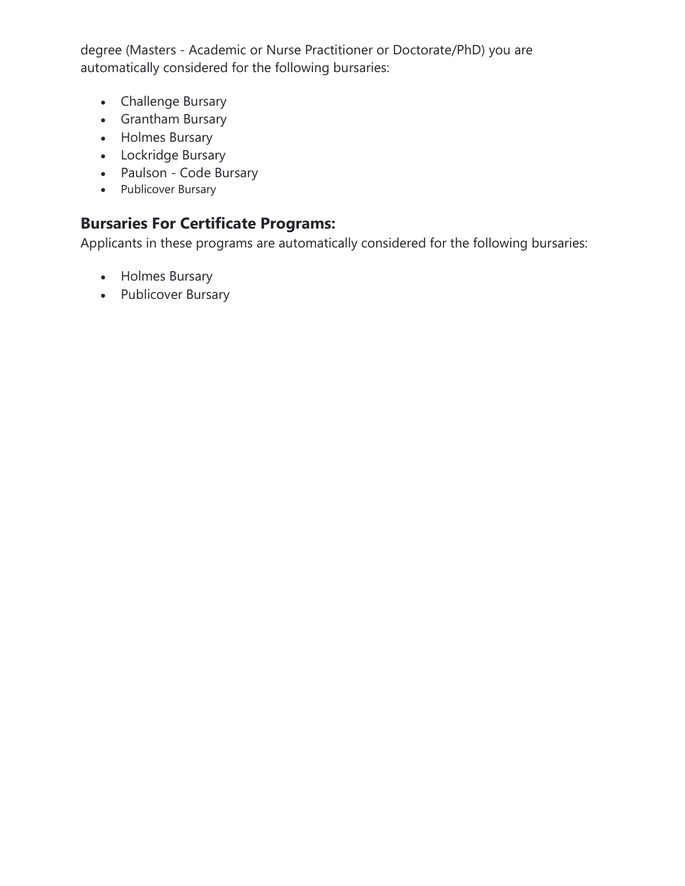degree (Masters - Academic or Nurse Practitioner or Doctorate/PhD) you are automatically considered for the following bursaries:

- Challenge Bursary
- Grantham Bursary
- Holmes Bursary
- Lockridge Bursary
- Paulson - Code Bursary
- Publicover Bursary

## Bursaries For Certificate Programs:

Applicants in these programs are automatically considered for the following bursaries:

- Holmes Bursary
- Publicover Bursary